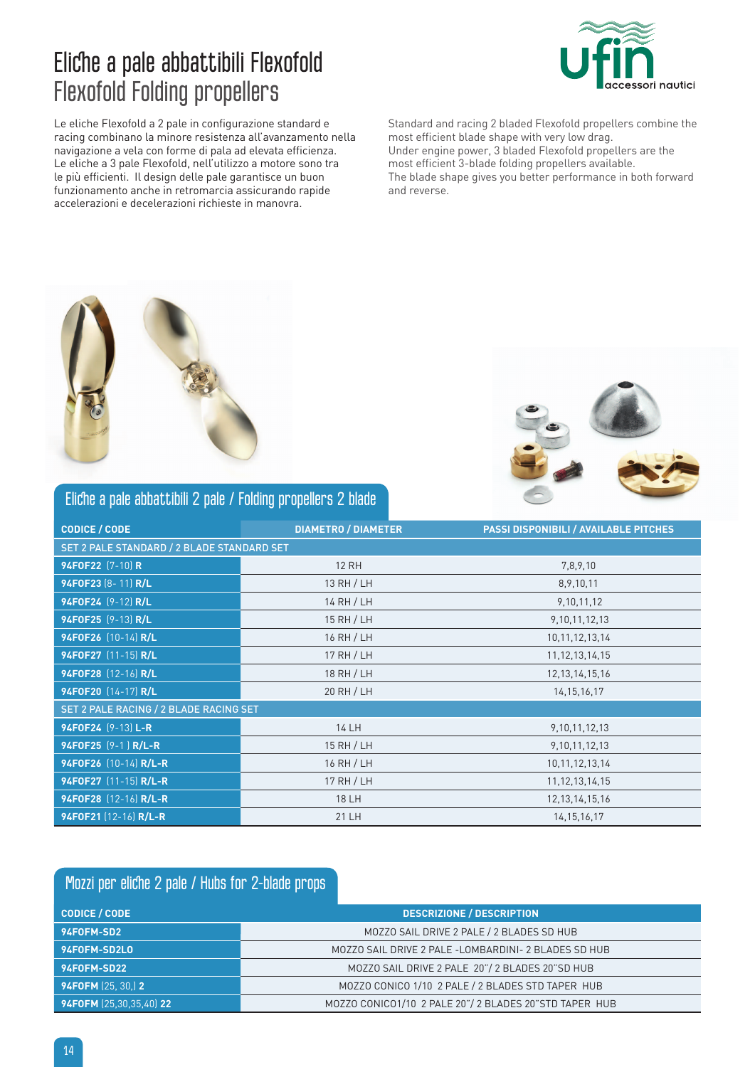# Eliche a pale abbattibili Flexofold
# Flexofold Folding propellers

Le eliche Flexofold a 2 pale in configurazione standard e racing combinano la minore resistenza all'avanzamento nella navigazione a vela con forme di pala ad elevata efficienza. Le eliche a 3 pale Flexofold, nell'utilizzo a motore sono tra le più efficienti. Il design delle pale garantisce un buon funzionamento anche in retromarcia assicurando rapide accelerazioni e decelerazioni richieste in manovra.

Standard and racing 2 bladed Flexofold propellers combine the most efficient blade shape with very low drag.
Under engine power, 3 bladed Flexofold propellers are the most efficient 3-blade folding propellers available.
The blade shape gives you better performance in both forward and reverse.

## Eliche a pale abbattibili 2 pale / Folding propellers 2 blade

| CODICE / CODE | DIAMETRO / DIAMETER | PASSI DISPONIBILI / AVAILABLE PITCHES |
|---|---|---|
| SET 2 PALE STANDARD / 2 BLADE STANDARD SET | | |
| **94FOF22** (7-10) **R** | 12 RH | 7,8,9,10 |
| **94FOF23** (8- 11) **R/L** | 13 RH / LH | 8,9,10,11 |
| **94FOF24** (9-12) **R/L** | 14 RH / LH | 9,10,11,12 |
| **94FOF25** (9-13) **R/L** | 15 RH / LH | 9,10,11,12,13 |
| **94FOF26** (10-14) **R/L** | 16 RH / LH | 10,11,12,13,14 |
| **94FOF27** (11-15) **R/L** | 17 RH / LH | 11,12,13,14,15 |
| **94FOF28** (12-16) **R/L** | 18 RH / LH | 12,13,14,15,16 |
| **94FOF20** (14-17) **R/L** | 20 RH / LH | 14,15,16,17 |
| SET 2 PALE RACING / 2 BLADE RACING SET | | |
| **94FOF24** (9-13) **L-R** | 14 LH | 9,10,11,12,13 |
| **94FOF25** (9-1 ) **R/L-R** | 15 RH / LH | 9,10,11,12,13 |
| **94FOF26** (10-14) **R/L-R** | 16 RH / LH | 10,11,12,13,14 |
| **94FOF27** (11-15) **R/L-R** | 17 RH / LH | 11,12,13,14,15 |
| **94FOF28** (12-16) **R/L-R** | 18 LH | 12,13,14,15,16 |
| **94FOF21** (12-16) **R/L-R** | 21 LH | 14,15,16,17 |

## Mozzi per eliche 2 pale / Hubs for 2-blade props

| CODICE / CODE | DESCRIZIONE / DESCRIPTION |
|---|---|
| **94FOFM-SD2** | MOZZO SAIL DRIVE 2 PALE / 2 BLADES SD HUB |
| **94FOFM-SD2LO** | MOZZO SAIL DRIVE 2 PALE -LOMBARDINI- 2 BLADES SD HUB |
| **94FOFM-SD22** | MOZZO SAIL DRIVE 2 PALE 20"/ 2 BLADES 20"SD HUB |
| **94FOFM** (25, 30,) **2** | MOZZO CONICO 1/10 2 PALE / 2 BLADES STD TAPER HUB |
| **94FOFM** (25,30,35,40) **22** | MOZZO CONICO1/10 2 PALE 20"/ 2 BLADES 20"STD TAPER HUB |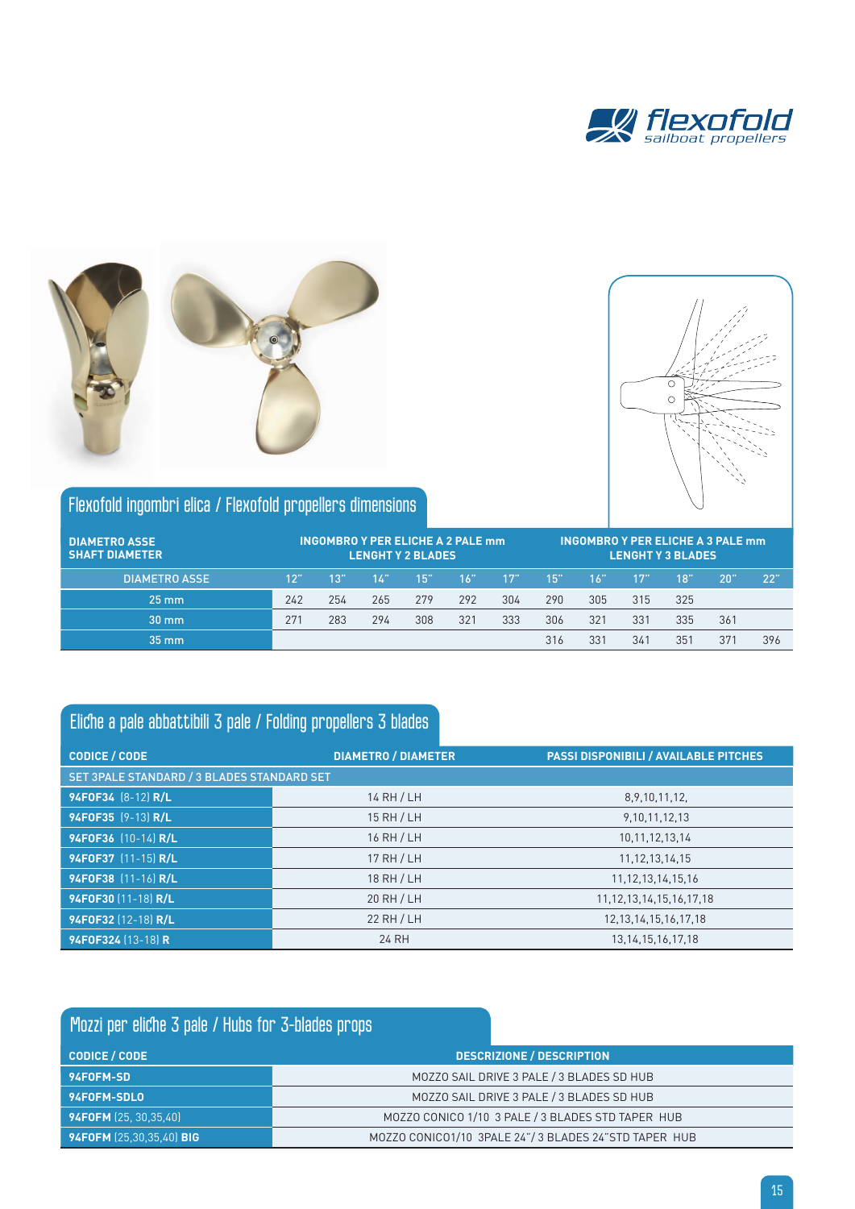## Flexofold ingombri elica / Flexofold propellers dimensions

| DIAMETRO ASSE SHAFT DIAMETER | INGOMBRO Y PER ELICHE A 2 PALE mm LENGHT Y 2 BLADES | | | | | | INGOMBRO Y PER ELICHE A 3 PALE mm LENGHT Y 3 BLADES | | | | | |
|---|---|---|---|---|---|---|---|---|---|---|---|---|
| DIAMETRO ASSE | 12" | 13" | 14" | 15" | 16" | 17" | 15" | 16" | 17" | 18" | 20" | 22" |
| 25 mm | 242 | 254 | 265 | 279 | 292 | 304 | 290 | 305 | 315 | 325 | | |
| 30 mm | 271 | 283 | 294 | 308 | 321 | 333 | 306 | 321 | 331 | 335 | 361 | |
| 35 mm | | | | | | | 316 | 331 | 341 | 351 | 371 | 396 |

## Eliche a pale abbattibili 3 pale / Folding propellers 3 blades

| CODICE / CODE | DIAMETRO / DIAMETER | PASSI DISPONIBILI / AVAILABLE PITCHES |
|---|---|---|
| SET 3PALE STANDARD / 3 BLADES STANDARD SET | | |
| **94FOF34** (8-12) **R/L** | 14 RH / LH | 8,9,10,11,12, |
| **94FOF35** (9-13) **R/L** | 15 RH / LH | 9,10,11,12,13 |
| **94FOF36** (10-14) **R/L** | 16 RH / LH | 10,11,12,13,14 |
| **94FOF37** (11-15) **R/L** | 17 RH / LH | 11,12,13,14,15 |
| **94FOF38** (11-16) **R/L** | 18 RH / LH | 11,12,13,14,15,16 |
| **94FOF30** (11-18) **R/L** | 20 RH / LH | 11,12,13,14,15,16,17,18 |
| **94FOF32** (12-18) **R/L** | 22 RH / LH | 12,13,14,15,16,17,18 |
| **94FOF324** (13-18) **R** | 24 RH | 13,14,15,16,17,18 |

## Mozzi per eliche 3 pale / Hubs for 3-blades props

| CODICE / CODE | DESCRIZIONE / DESCRIPTION |
|---|---|
| **94FOFM-SD** | MOZZO SAIL DRIVE 3 PALE / 3 BLADES SD HUB |
| **94FOFM-SDLO** | MOZZO SAIL DRIVE 3 PALE / 3 BLADES SD HUB |
| **94FOFM** (25, 30,35,40) | MOZZO CONICO 1/10 3 PALE / 3 BLADES STD TAPER HUB |
| **94FOFM** (25,30,35,40) **BIG** | MOZZO CONICO1/10 3PALE 24"/ 3 BLADES 24"STD TAPER HUB |